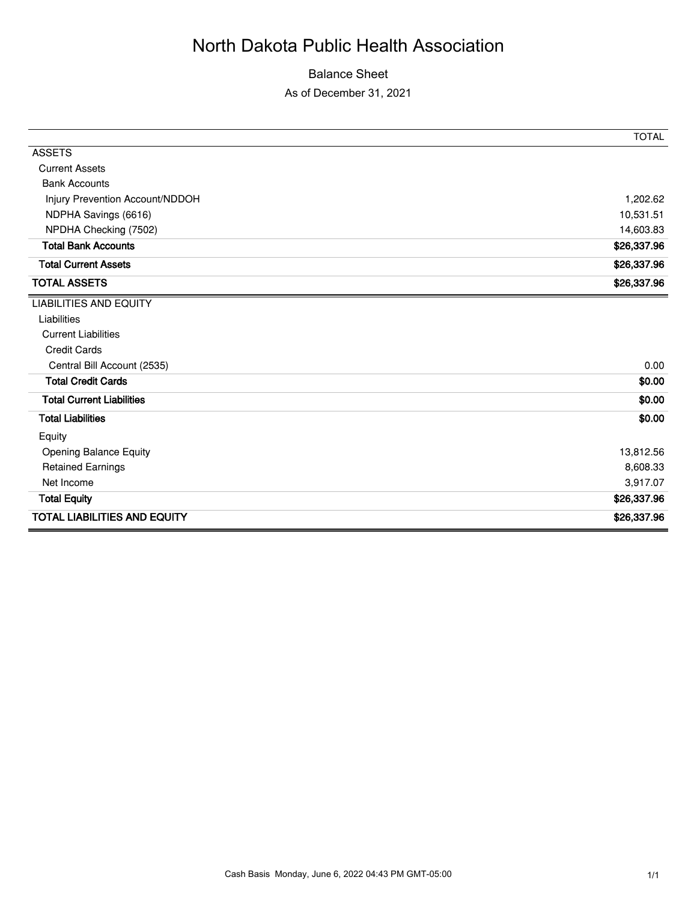# North Dakota Public Health Association

## Balance Sheet

As of December 31, 2021

| | TOTAL |
|---|---|
| ASSETS | |
| Current Assets | |
| Bank Accounts | |
| Injury Prevention Account/NDDOH | 1,202.62 |
| NDPHA Savings (6616) | 10,531.51 |
| NPDHA Checking (7502) | 14,603.83 |
| **Total Bank Accounts** | **$26,337.96** |
| **Total Current Assets** | **$26,337.96** |
| **TOTAL ASSETS** | **$26,337.96** |
| LIABILITIES AND EQUITY | |
| Liabilities | |
| Current Liabilities | |
| Credit Cards | |
| Central Bill Account (2535) | 0.00 |
| **Total Credit Cards** | **$0.00** |
| **Total Current Liabilities** | **$0.00** |
| **Total Liabilities** | **$0.00** |
| Equity | |
| Opening Balance Equity | 13,812.56 |
| Retained Earnings | 8,608.33 |
| Net Income | 3,917.07 |
| **Total Equity** | **$26,337.96** |
| **TOTAL LIABILITIES AND EQUITY** | **$26,337.96** |

Cash Basis Monday, June 6, 2022 04:43 PM GMT-05:00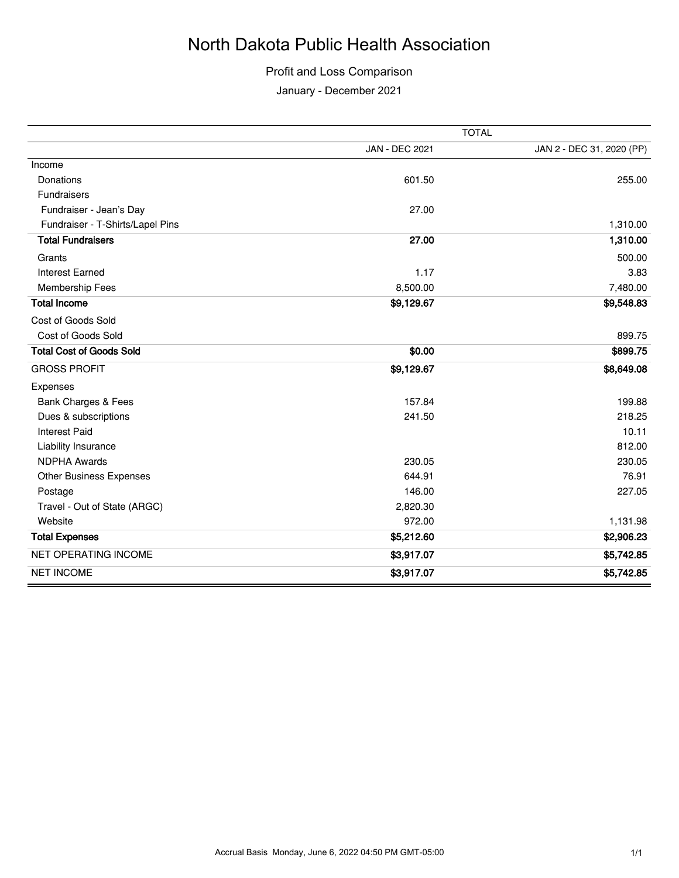# North Dakota Public Health Association

## Profit and Loss Comparison

January - December 2021

| | TOTAL | |
|---|---|---|
| | JAN - DEC 2021 | JAN 2 - DEC 31, 2020 (PP) |
| Income | | |
| Donations | 601.50 | 255.00 |
| Fundraisers | | |
| Fundraiser - Jean's Day | 27.00 | |
| Fundraiser - T-Shirts/Lapel Pins | | 1,310.00 |
| **Total Fundraisers** | **27.00** | **1,310.00** |
| Grants | | 500.00 |
| Interest Earned | 1.17 | 3.83 |
| Membership Fees | 8,500.00 | 7,480.00 |
| **Total Income** | **$9,129.67** | **$9,548.83** |
| Cost of Goods Sold | | |
| Cost of Goods Sold | | 899.75 |
| **Total Cost of Goods Sold** | **$0.00** | **$899.75** |
| GROSS PROFIT | **$9,129.67** | **$8,649.08** |
| Expenses | | |
| Bank Charges & Fees | 157.84 | 199.88 |
| Dues & subscriptions | 241.50 | 218.25 |
| Interest Paid | | 10.11 |
| Liability Insurance | | 812.00 |
| NDPHA Awards | 230.05 | 230.05 |
| Other Business Expenses | 644.91 | 76.91 |
| Postage | 146.00 | 227.05 |
| Travel - Out of State (ARGC) | 2,820.30 | |
| Website | 972.00 | 1,131.98 |
| **Total Expenses** | **$5,212.60** | **$2,906.23** |
| NET OPERATING INCOME | **$3,917.07** | **$5,742.85** |
| NET INCOME | **$3,917.07** | **$5,742.85** |

Accrual Basis Monday, June 6, 2022 04:50 PM GMT-05:00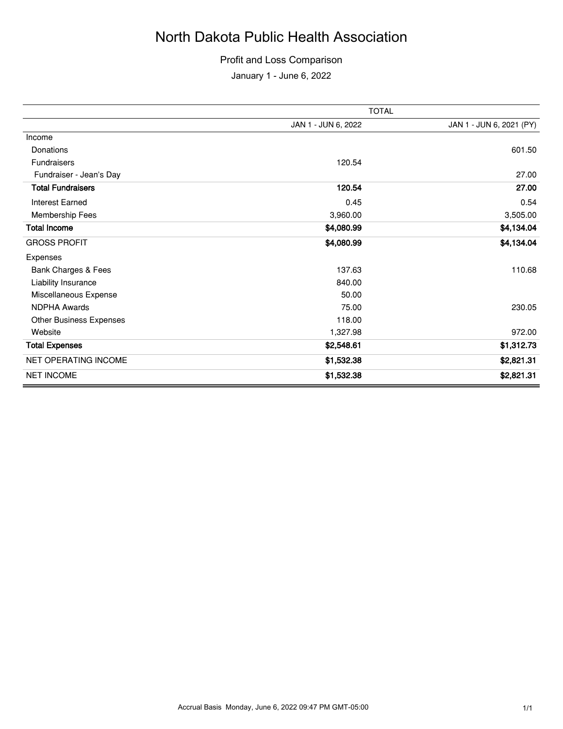# North Dakota Public Health Association

## Profit and Loss Comparison

January 1 - June 6, 2022

| | TOTAL | |
|---|---|---|
| | JAN 1 - JUN 6, 2022 | JAN 1 - JUN 6, 2021 (PY) |
| Income | | |
| Donations | | 601.50 |
| Fundraisers | 120.54 | |
| Fundraiser - Jean's Day | | 27.00 |
| **Total Fundraisers** | **120.54** | **27.00** |
| Interest Earned | 0.45 | 0.54 |
| Membership Fees | 3,960.00 | 3,505.00 |
| **Total Income** | **$4,080.99** | **$4,134.04** |
| GROSS PROFIT | **$4,080.99** | **$4,134.04** |
| Expenses | | |
| Bank Charges & Fees | 137.63 | 110.68 |
| Liability Insurance | 840.00 | |
| Miscellaneous Expense | 50.00 | |
| NDPHA Awards | 75.00 | 230.05 |
| Other Business Expenses | 118.00 | |
| Website | 1,327.98 | 972.00 |
| **Total Expenses** | **$2,548.61** | **$1,312.73** |
| NET OPERATING INCOME | **$1,532.38** | **$2,821.31** |
| NET INCOME | **$1,532.38** | **$2,821.31** |

Accrual Basis Monday, June 6, 2022 09:47 PM GMT-05:00